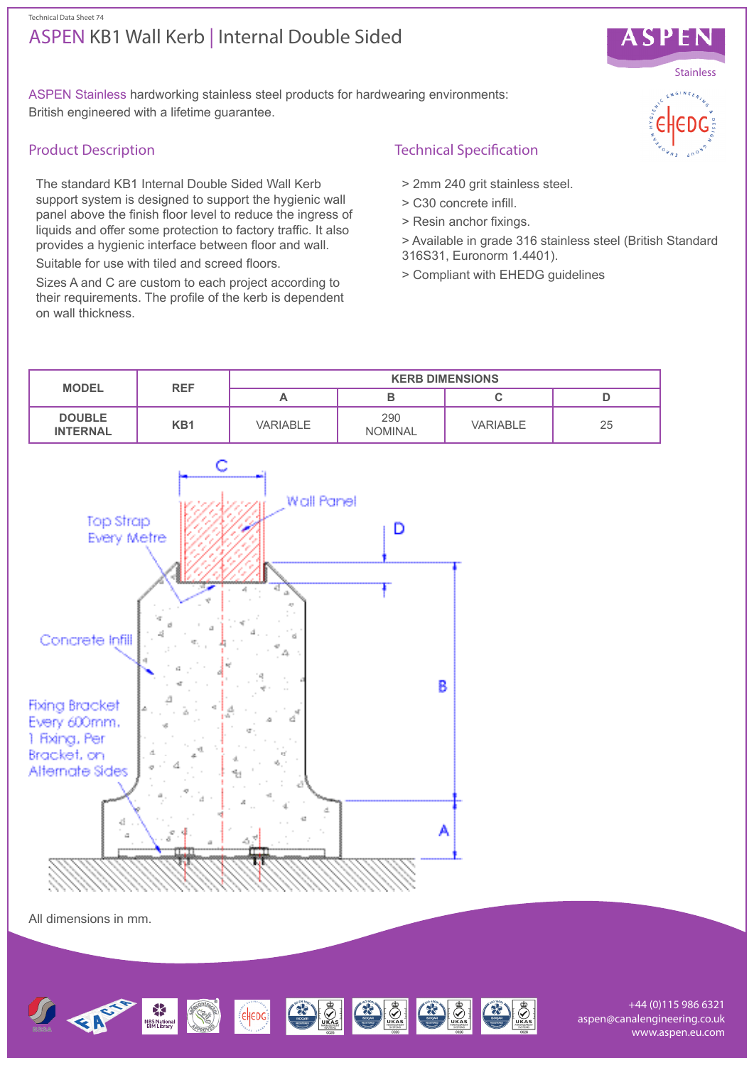Technical Data Sheet 74

# ASPEN KB1 Wall Kerb | Internal Double Sided

ASPEN Stainless hardworking stainless steel products for hardwearing environments: British engineered with a lifetime guarantee.

## Product Description

The standard KB1 Internal Double Sided Wall Kerb support system is designed to support the hygienic wall panel above the finish floor level to reduce the ingress of liquids and offer some protection to factory traffic. It also provides a hygienic interface between floor and wall.

Suitable for use with tiled and screed floors.

Sizes A and C are custom to each project according to their requirements. The profile of the kerb is dependent on wall thickness.

## Technical Specification

> 2mm 240 grit stainless steel.

> C30 concrete infill.

> Resin anchor fixings.

> Available in grade 316 stainless steel (British Standard 316S31, Euronorm 1.4401).

> Compliant with EHEDG guidelines

| MODEL | REF | KERB DIMENSIONS | | | |
|---|---|---|---|---|---|
| | | A | B | C | D |
| DOUBLE INTERNAL | KB1 | VARIABLE | 290 NOMINAL | VARIABLE | 25 |

All dimensions in mm.

+44 (0)115 986 6321
aspen@canalengineering.co.uk
www.aspen.eu.com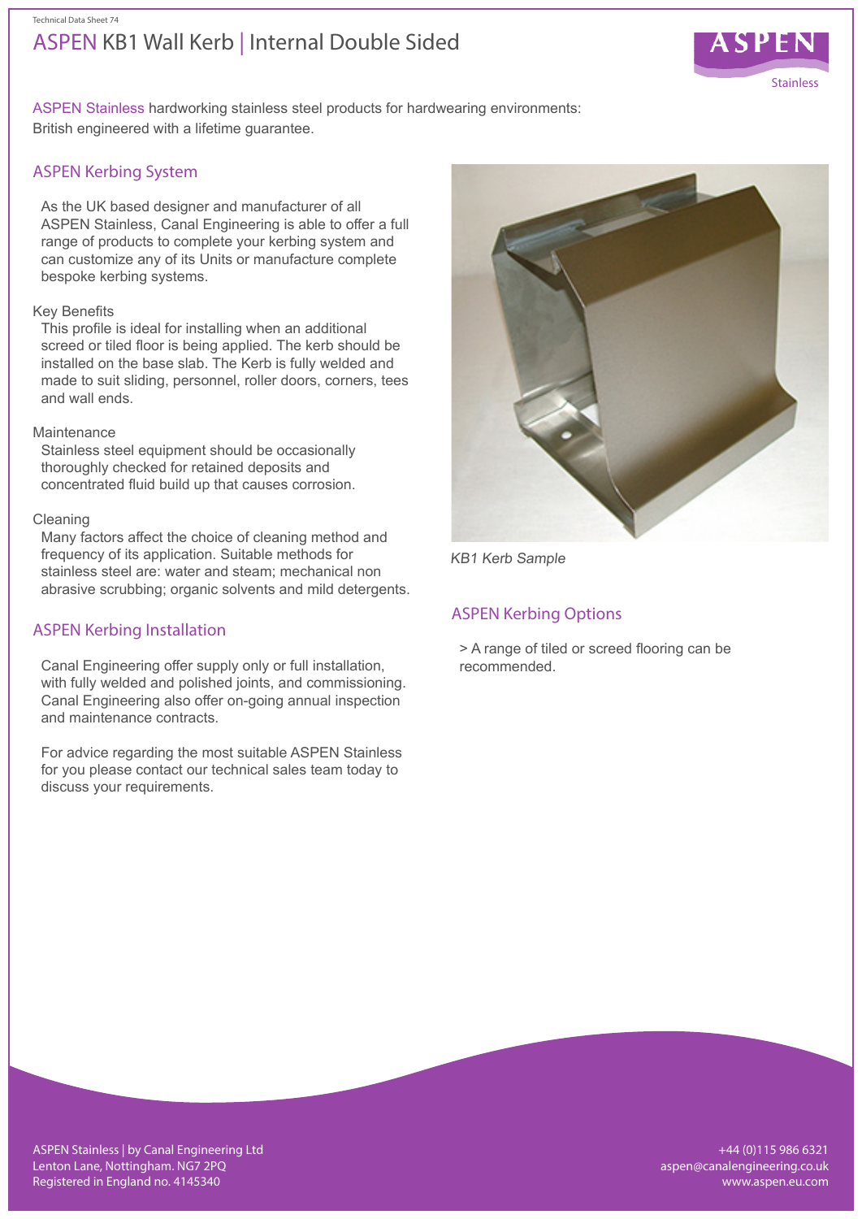Technical Data Sheet 74

# ASPEN KB1 Wall Kerb | Internal Double Sided

ASPEN Stainless hardworking stainless steel products for hardwearing environments: British engineered with a lifetime guarantee.

## ASPEN Kerbing System

As the UK based designer and manufacturer of all ASPEN Stainless, Canal Engineering is able to offer a full range of products to complete your kerbing system and can customize any of its Units or manufacture complete bespoke kerbing systems.

### Key Benefits

This profile is ideal for installing when an additional screed or tiled floor is being applied. The kerb should be installed on the base slab. The Kerb is fully welded and made to suit sliding, personnel, roller doors, corners, tees and wall ends.

### Maintenance

Stainless steel equipment should be occasionally thoroughly checked for retained deposits and concentrated fluid build up that causes corrosion.

### Cleaning

Many factors affect the choice of cleaning method and frequency of its application. Suitable methods for stainless steel are: water and steam; mechanical non abrasive scrubbing; organic solvents and mild detergents.

*KB1 Kerb Sample*

## ASPEN Kerbing Installation

Canal Engineering offer supply only or full installation, with fully welded and polished joints, and commissioning. Canal Engineering also offer on-going annual inspection and maintenance contracts.

For advice regarding the most suitable ASPEN Stainless for you please contact our technical sales team today to discuss your requirements.

## ASPEN Kerbing Options

> A range of tiled or screed flooring can be recommended.

ASPEN Stainless | by Canal Engineering Ltd
Lenton Lane, Nottingham. NG7 2PQ
Registered in England no. 4145340

+44 (0)115 986 6321
aspen@canalengineering.co.uk
www.aspen.eu.com